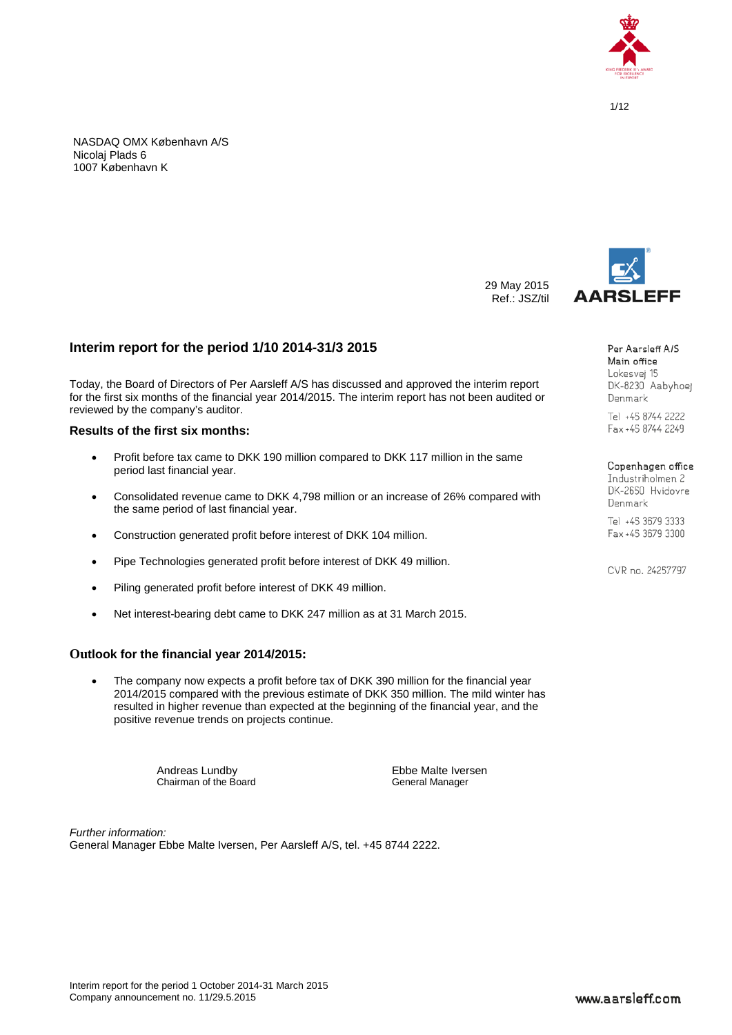NASDAQ OMX København A/S
Nicolaj Plads 6
1007 København K

29 May 2015
Ref.: JSZ/til

Per Aarsleff A/S
Main office
Lokesvej 15
DK-8230 Aabyhoej
Denmark

Tel +45 8744 2222
Fax +45 8744 2249

Copenhagen office
Industriholmen 2
DK-2650 Hvidovre
Denmark

Tel +45 3679 3333
Fax +45 3679 3300

CVR no. 24257797

## Interim report for the period 1/10 2014-31/3 2015

Today, the Board of Directors of Per Aarsleff A/S has discussed and approved the interim report for the first six months of the financial year 2014/2015. The interim report has not been audited or reviewed by the company's auditor.

### Results of the first six months:

- Profit before tax came to DKK 190 million compared to DKK 117 million in the same period last financial year.
- Consolidated revenue came to DKK 4,798 million or an increase of 26% compared with the same period of last financial year.
- Construction generated profit before interest of DKK 104 million.
- Pipe Technologies generated profit before interest of DKK 49 million.
- Piling generated profit before interest of DKK 49 million.
- Net interest-bearing debt came to DKK 247 million as at 31 March 2015.

### Outlook for the financial year 2014/2015:

- The company now expects a profit before tax of DKK 390 million for the financial year 2014/2015 compared with the previous estimate of DKK 350 million. The mild winter has resulted in higher revenue than expected at the beginning of the financial year, and the positive revenue trends on projects continue.

Andreas Lundby
Chairman of the Board

Ebbe Malte Iversen
General Manager

*Further information:*
General Manager Ebbe Malte Iversen, Per Aarsleff A/S, tel. +45 8744 2222.

Interim report for the period 1 October 2014-31 March 2015
Company announcement no. 11/29.5.2015

www.aarsleff.com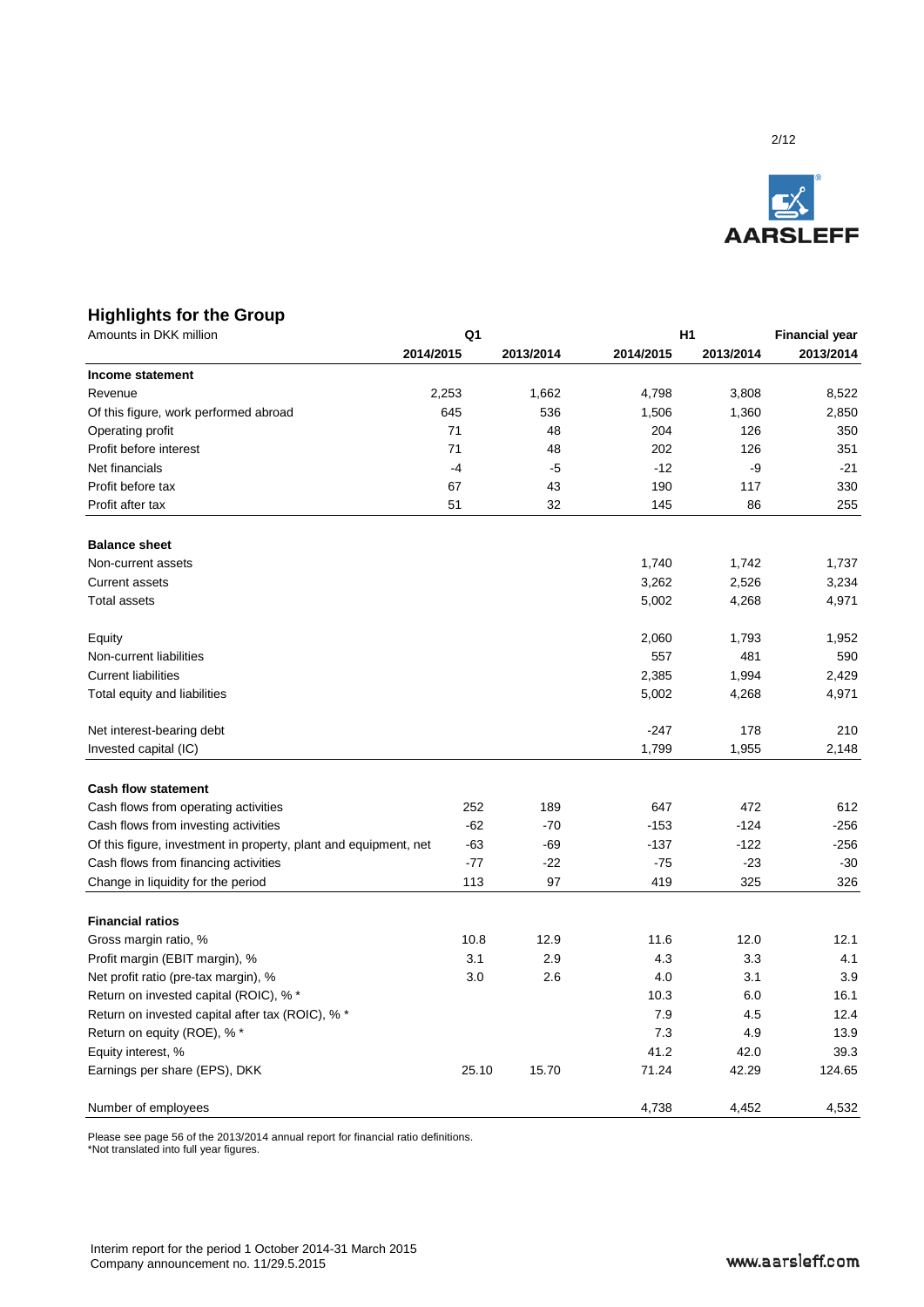## Highlights for the Group

| Amounts in DKK million | Q1 | | H1 | | Financial year |
|---|---|---|---|---|---|
| | 2014/2015 | 2013/2014 | 2014/2015 | 2013/2014 | 2013/2014 |
| **Income statement** | | | | | |
| Revenue | 2,253 | 1,662 | 4,798 | 3,808 | 8,522 |
| Of this figure, work performed abroad | 645 | 536 | 1,506 | 1,360 | 2,850 |
| Operating profit | 71 | 48 | 204 | 126 | 350 |
| Profit before interest | 71 | 48 | 202 | 126 | 351 |
| Net financials | -4 | -5 | -12 | -9 | -21 |
| Profit before tax | 67 | 43 | 190 | 117 | 330 |
| Profit after tax | 51 | 32 | 145 | 86 | 255 |
| **Balance sheet** | | | | | |
| Non-current assets | | | 1,740 | 1,742 | 1,737 |
| Current assets | | | 3,262 | 2,526 | 3,234 |
| Total assets | | | 5,002 | 4,268 | 4,971 |
| Equity | | | 2,060 | 1,793 | 1,952 |
| Non-current liabilities | | | 557 | 481 | 590 |
| Current liabilities | | | 2,385 | 1,994 | 2,429 |
| Total equity and liabilities | | | 5,002 | 4,268 | 4,971 |
| Net interest-bearing debt | | | -247 | 178 | 210 |
| Invested capital (IC) | | | 1,799 | 1,955 | 2,148 |
| **Cash flow statement** | | | | | |
| Cash flows from operating activities | 252 | 189 | 647 | 472 | 612 |
| Cash flows from investing activities | -62 | -70 | -153 | -124 | -256 |
| Of this figure, investment in property, plant and equipment, net | -63 | -69 | -137 | -122 | -256 |
| Cash flows from financing activities | -77 | -22 | -75 | -23 | -30 |
| Change in liquidity for the period | 113 | 97 | 419 | 325 | 326 |
| **Financial ratios** | | | | | |
| Gross margin ratio, % | 10.8 | 12.9 | 11.6 | 12.0 | 12.1 |
| Profit margin (EBIT margin), % | 3.1 | 2.9 | 4.3 | 3.3 | 4.1 |
| Net profit ratio (pre-tax margin), % | 3.0 | 2.6 | 4.0 | 3.1 | 3.9 |
| Return on invested capital (ROIC), % * | | | 10.3 | 6.0 | 16.1 |
| Return on invested capital after tax (ROIC), % * | | | 7.9 | 4.5 | 12.4 |
| Return on equity (ROE), % * | | | 7.3 | 4.9 | 13.9 |
| Equity interest, % | | | 41.2 | 42.0 | 39.3 |
| Earnings per share (EPS), DKK | 25.10 | 15.70 | 71.24 | 42.29 | 124.65 |
| Number of employees | | | 4,738 | 4,452 | 4,532 |

Please see page 56 of the 2013/2014 annual report for financial ratio definitions.
*Not translated into full year figures.

Interim report for the period 1 October 2014-31 March 2015
Company announcement no. 11/29.5.2015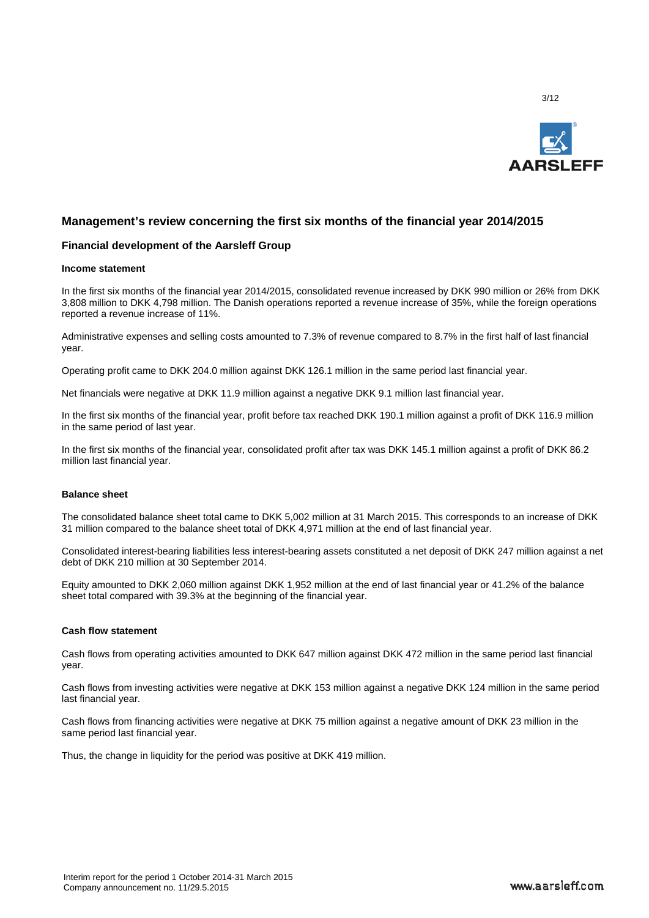## Management's review concerning the first six months of the financial year 2014/2015

### Financial development of the Aarsleff Group

#### Income statement

In the first six months of the financial year 2014/2015, consolidated revenue increased by DKK 990 million or 26% from DKK 3,808 million to DKK 4,798 million. The Danish operations reported a revenue increase of 35%, while the foreign operations reported a revenue increase of 11%.

Administrative expenses and selling costs amounted to 7.3% of revenue compared to 8.7% in the first half of last financial year.

Operating profit came to DKK 204.0 million against DKK 126.1 million in the same period last financial year.

Net financials were negative at DKK 11.9 million against a negative DKK 9.1 million last financial year.

In the first six months of the financial year, profit before tax reached DKK 190.1 million against a profit of DKK 116.9 million in the same period of last year.

In the first six months of the financial year, consolidated profit after tax was DKK 145.1 million against a profit of DKK 86.2 million last financial year.

#### Balance sheet

The consolidated balance sheet total came to DKK 5,002 million at 31 March 2015. This corresponds to an increase of DKK 31 million compared to the balance sheet total of DKK 4,971 million at the end of last financial year.

Consolidated interest-bearing liabilities less interest-bearing assets constituted a net deposit of DKK 247 million against a net debt of DKK 210 million at 30 September 2014.

Equity amounted to DKK 2,060 million against DKK 1,952 million at the end of last financial year or 41.2% of the balance sheet total compared with 39.3% at the beginning of the financial year.

#### Cash flow statement

Cash flows from operating activities amounted to DKK 647 million against DKK 472 million in the same period last financial year.

Cash flows from investing activities were negative at DKK 153 million against a negative DKK 124 million in the same period last financial year.

Cash flows from financing activities were negative at DKK 75 million against a negative amount of DKK 23 million in the same period last financial year.

Thus, the change in liquidity for the period was positive at DKK 419 million.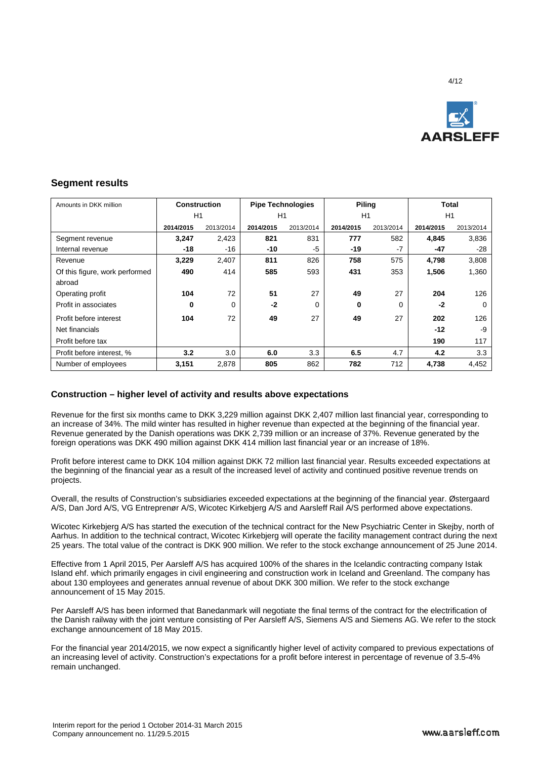## Segment results

| Amounts in DKK million | Construction | | Pipe Technologies | | Piling | | Total | |
|---|---|---|---|---|---|---|---|---|
| | H1 | | H1 | | H1 | | H1 | |
| | **2014/2015** | 2013/2014 | **2014/2015** | 2013/2014 | **2014/2015** | 2013/2014 | **2014/2015** | 2013/2014 |
| Segment revenue | **3,247** | 2,423 | **821** | 831 | **777** | 582 | **4,845** | 3,836 |
| Internal revenue | **-18** | -16 | **-10** | -5 | **-19** | -7 | **-47** | -28 |
| Revenue | **3,229** | 2,407 | **811** | 826 | **758** | 575 | **4,798** | 3,808 |
| Of this figure, work performed abroad | **490** | 414 | **585** | 593 | **431** | 353 | **1,506** | 1,360 |
| Operating profit | **104** | 72 | **51** | 27 | **49** | 27 | **204** | 126 |
| Profit in associates | **0** | 0 | **-2** | 0 | **0** | 0 | **-2** | 0 |
| Profit before interest | **104** | 72 | **49** | 27 | **49** | 27 | **202** | 126 |
| Net financials | | | | | | | **-12** | -9 |
| Profit before tax | | | | | | | **190** | 117 |
| Profit before interest, % | **3.2** | 3.0 | **6.0** | 3.3 | **6.5** | 4.7 | **4.2** | 3.3 |
| Number of employees | **3,151** | 2,878 | **805** | 862 | **782** | 712 | **4,738** | 4,452 |

### Construction – higher level of activity and results above expectations

Revenue for the first six months came to DKK 3,229 million against DKK 2,407 million last financial year, corresponding to an increase of 34%. The mild winter has resulted in higher revenue than expected at the beginning of the financial year. Revenue generated by the Danish operations was DKK 2,739 million or an increase of 37%. Revenue generated by the foreign operations was DKK 490 million against DKK 414 million last financial year or an increase of 18%.

Profit before interest came to DKK 104 million against DKK 72 million last financial year. Results exceeded expectations at the beginning of the financial year as a result of the increased level of activity and continued positive revenue trends on projects.

Overall, the results of Construction's subsidiaries exceeded expectations at the beginning of the financial year. Østergaard A/S, Dan Jord A/S, VG Entreprenør A/S, Wicotec Kirkebjerg A/S and Aarsleff Rail A/S performed above expectations.

Wicotec Kirkebjerg A/S has started the execution of the technical contract for the New Psychiatric Center in Skejby, north of Aarhus. In addition to the technical contract, Wicotec Kirkebjerg will operate the facility management contract during the next 25 years. The total value of the contract is DKK 900 million. We refer to the stock exchange announcement of 25 June 2014.

Effective from 1 April 2015, Per Aarsleff A/S has acquired 100% of the shares in the Icelandic contracting company Istak Island ehf. which primarily engages in civil engineering and construction work in Iceland and Greenland. The company has about 130 employees and generates annual revenue of about DKK 300 million. We refer to the stock exchange announcement of 15 May 2015.

Per Aarsleff A/S has been informed that Banedanmark will negotiate the final terms of the contract for the electrification of the Danish railway with the joint venture consisting of Per Aarsleff A/S, Siemens A/S and Siemens AG. We refer to the stock exchange announcement of 18 May 2015.

For the financial year 2014/2015, we now expect a significantly higher level of activity compared to previous expectations of an increasing level of activity. Construction's expectations for a profit before interest in percentage of revenue of 3.5-4% remain unchanged.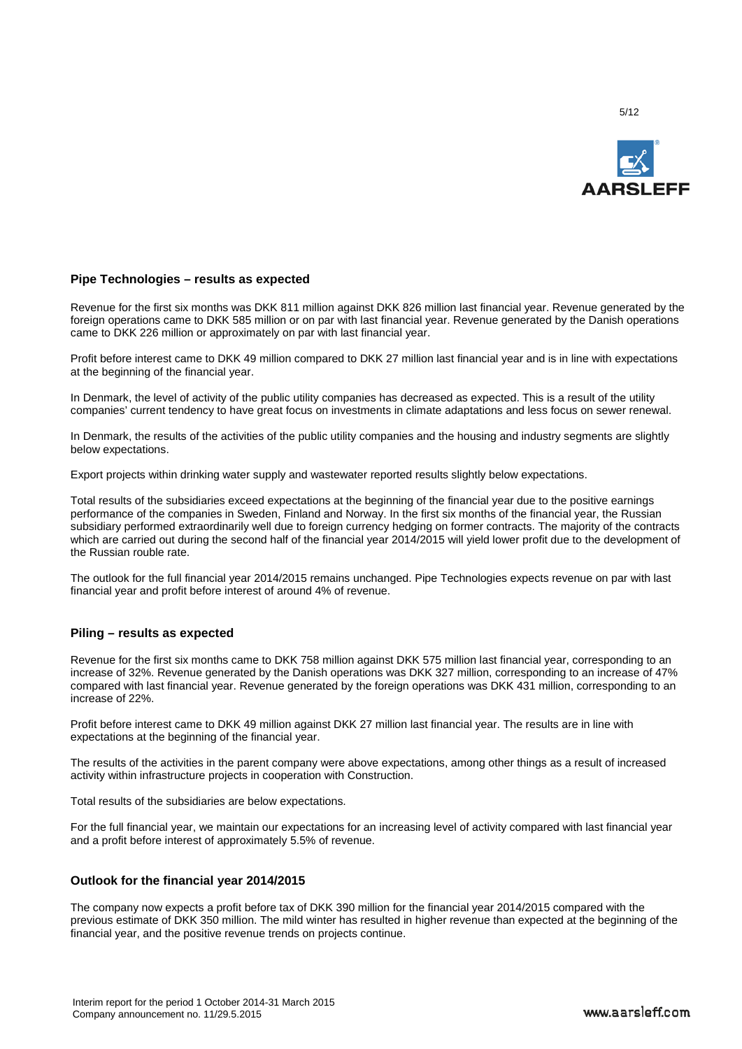## Pipe Technologies – results as expected

Revenue for the first six months was DKK 811 million against DKK 826 million last financial year. Revenue generated by the foreign operations came to DKK 585 million or on par with last financial year. Revenue generated by the Danish operations came to DKK 226 million or approximately on par with last financial year.

Profit before interest came to DKK 49 million compared to DKK 27 million last financial year and is in line with expectations at the beginning of the financial year.

In Denmark, the level of activity of the public utility companies has decreased as expected. This is a result of the utility companies' current tendency to have great focus on investments in climate adaptations and less focus on sewer renewal.

In Denmark, the results of the activities of the public utility companies and the housing and industry segments are slightly below expectations.

Export projects within drinking water supply and wastewater reported results slightly below expectations.

Total results of the subsidiaries exceed expectations at the beginning of the financial year due to the positive earnings performance of the companies in Sweden, Finland and Norway. In the first six months of the financial year, the Russian subsidiary performed extraordinarily well due to foreign currency hedging on former contracts. The majority of the contracts which are carried out during the second half of the financial year 2014/2015 will yield lower profit due to the development of the Russian rouble rate.

The outlook for the full financial year 2014/2015 remains unchanged. Pipe Technologies expects revenue on par with last financial year and profit before interest of around 4% of revenue.

## Piling – results as expected

Revenue for the first six months came to DKK 758 million against DKK 575 million last financial year, corresponding to an increase of 32%. Revenue generated by the Danish operations was DKK 327 million, corresponding to an increase of 47% compared with last financial year. Revenue generated by the foreign operations was DKK 431 million, corresponding to an increase of 22%.

Profit before interest came to DKK 49 million against DKK 27 million last financial year. The results are in line with expectations at the beginning of the financial year.

The results of the activities in the parent company were above expectations, among other things as a result of increased activity within infrastructure projects in cooperation with Construction.

Total results of the subsidiaries are below expectations.

For the full financial year, we maintain our expectations for an increasing level of activity compared with last financial year and a profit before interest of approximately 5.5% of revenue.

## Outlook for the financial year 2014/2015

The company now expects a profit before tax of DKK 390 million for the financial year 2014/2015 compared with the previous estimate of DKK 350 million. The mild winter has resulted in higher revenue than expected at the beginning of the financial year, and the positive revenue trends on projects continue.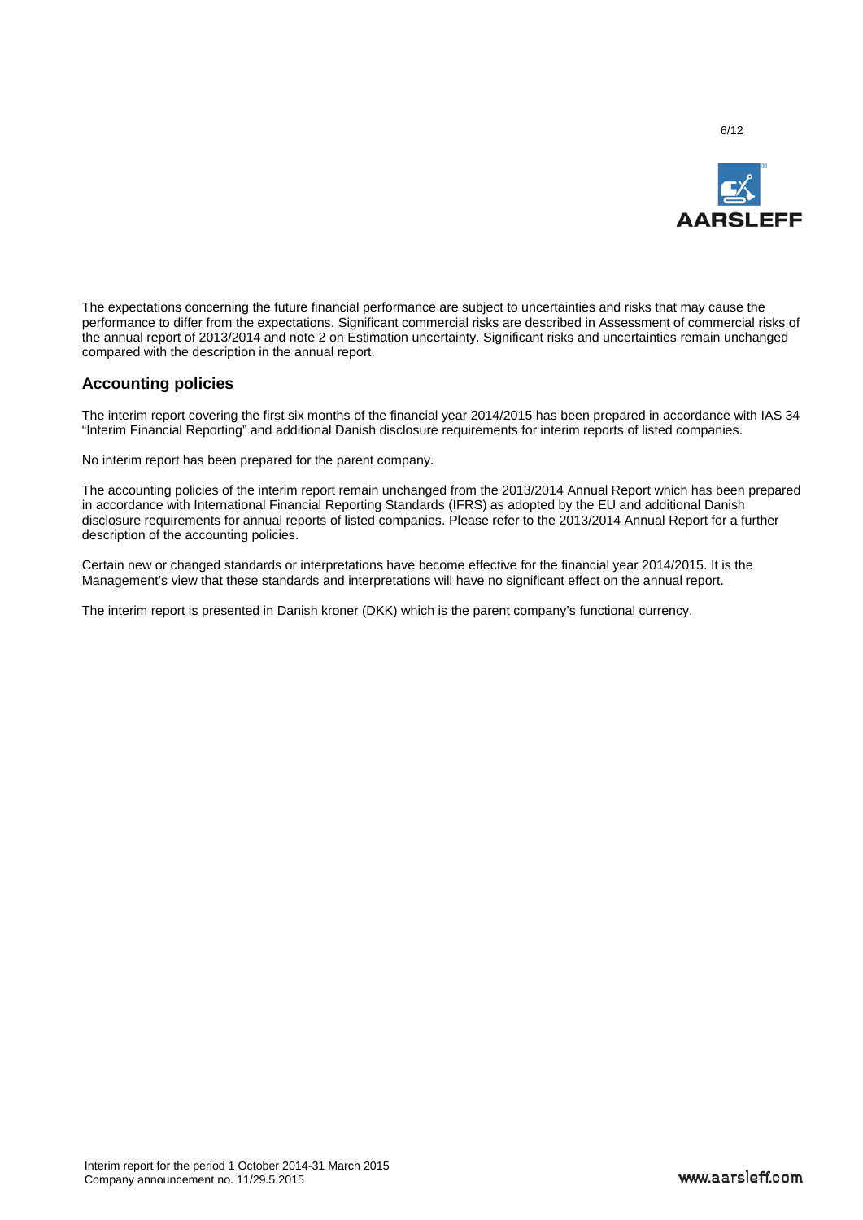The expectations concerning the future financial performance are subject to uncertainties and risks that may cause the performance to differ from the expectations. Significant commercial risks are described in Assessment of commercial risks of the annual report of 2013/2014 and note 2 on Estimation uncertainty. Significant risks and uncertainties remain unchanged compared with the description in the annual report.

## Accounting policies

The interim report covering the first six months of the financial year 2014/2015 has been prepared in accordance with IAS 34 "Interim Financial Reporting" and additional Danish disclosure requirements for interim reports of listed companies.

No interim report has been prepared for the parent company.

The accounting policies of the interim report remain unchanged from the 2013/2014 Annual Report which has been prepared in accordance with International Financial Reporting Standards (IFRS) as adopted by the EU and additional Danish disclosure requirements for annual reports of listed companies. Please refer to the 2013/2014 Annual Report for a further description of the accounting policies.

Certain new or changed standards or interpretations have become effective for the financial year 2014/2015. It is the Management's view that these standards and interpretations will have no significant effect on the annual report.

The interim report is presented in Danish kroner (DKK) which is the parent company's functional currency.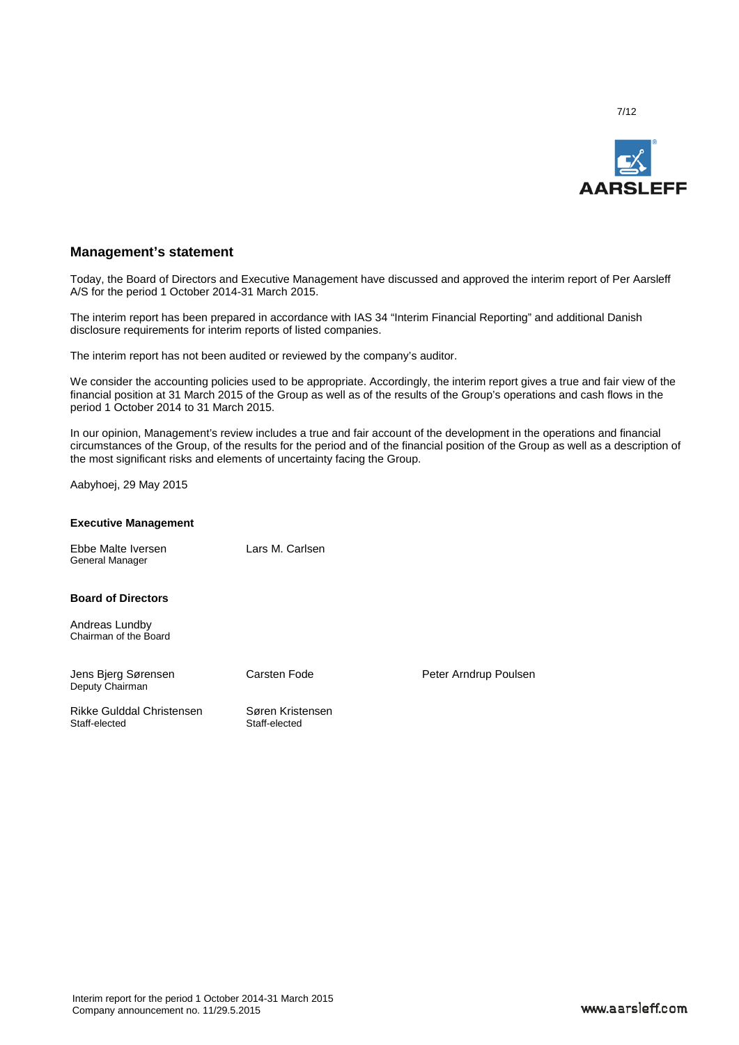## Management's statement

Today, the Board of Directors and Executive Management have discussed and approved the interim report of Per Aarsleff A/S for the period 1 October 2014-31 March 2015.

The interim report has been prepared in accordance with IAS 34 "Interim Financial Reporting" and additional Danish disclosure requirements for interim reports of listed companies.

The interim report has not been audited or reviewed by the company's auditor.

We consider the accounting policies used to be appropriate. Accordingly, the interim report gives a true and fair view of the financial position at 31 March 2015 of the Group as well as of the results of the Group's operations and cash flows in the period 1 October 2014 to 31 March 2015.

In our opinion, Management's review includes a true and fair account of the development in the operations and financial circumstances of the Group, of the results for the period and of the financial position of the Group as well as a description of the most significant risks and elements of uncertainty facing the Group.

Aabyhoej, 29 May 2015

**Executive Management**

Ebbe Malte Iversen
General Manager

Lars M. Carlsen

**Board of Directors**

Andreas Lundby
Chairman of the Board

Jens Bjerg Sørensen
Deputy Chairman

Carsten Fode

Peter Arndrup Poulsen

Rikke Gulddal Christensen
Staff-elected

Søren Kristensen
Staff-elected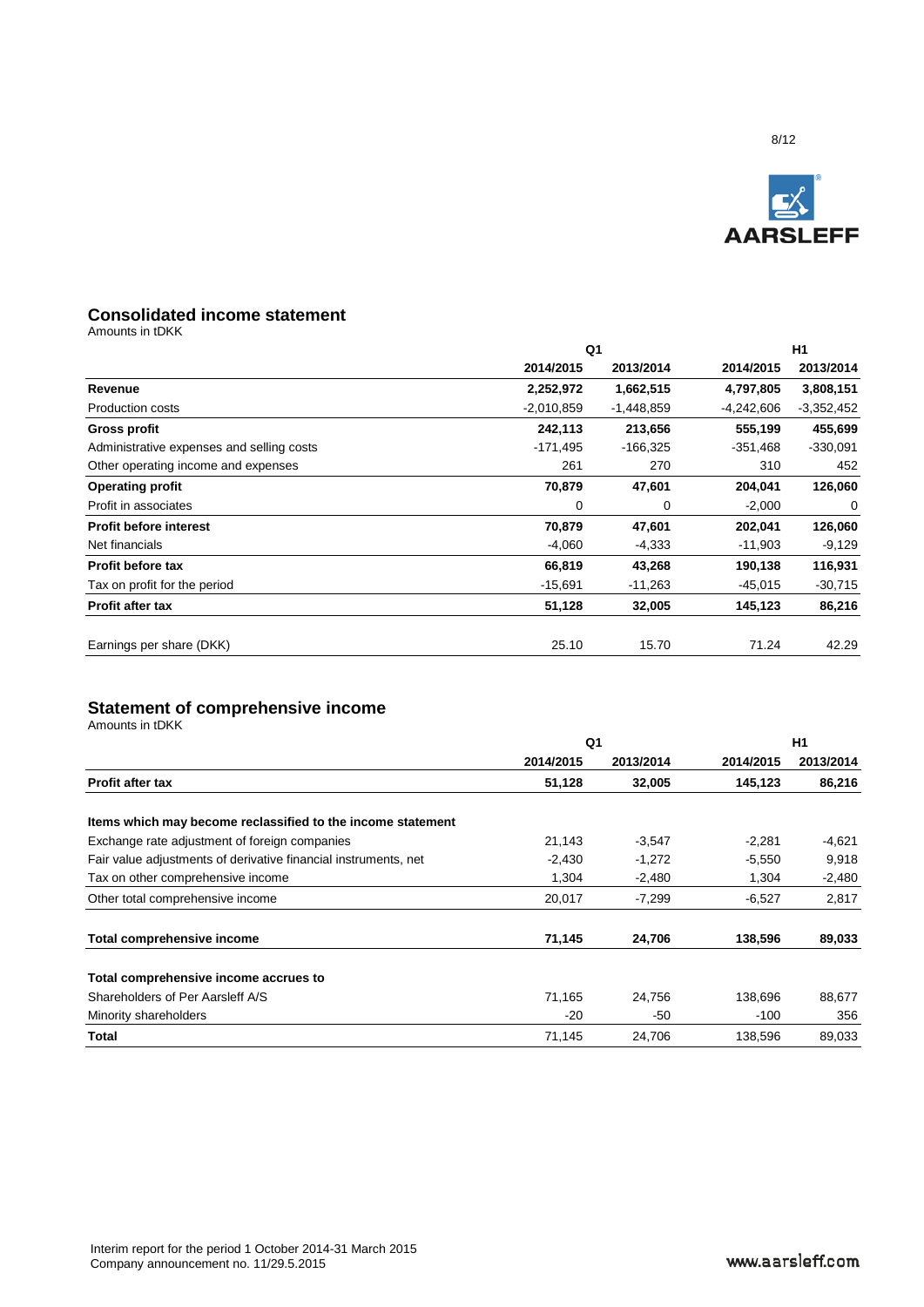## Consolidated income statement

Amounts in tDKK

| | Q1 | | H1 | |
|---|---|---|---|---|
| | 2014/2015 | 2013/2014 | 2014/2015 | 2013/2014 |
| **Revenue** | **2,252,972** | **1,662,515** | **4,797,805** | **3,808,151** |
| Production costs | -2,010,859 | -1,448,859 | -4,242,606 | -3,352,452 |
| **Gross profit** | **242,113** | **213,656** | **555,199** | **455,699** |
| Administrative expenses and selling costs | -171,495 | -166,325 | -351,468 | -330,091 |
| Other operating income and expenses | 261 | 270 | 310 | 452 |
| **Operating profit** | **70,879** | **47,601** | **204,041** | **126,060** |
| Profit in associates | 0 | 0 | -2,000 | 0 |
| **Profit before interest** | **70,879** | **47,601** | **202,041** | **126,060** |
| Net financials | -4,060 | -4,333 | -11,903 | -9,129 |
| **Profit before tax** | **66,819** | **43,268** | **190,138** | **116,931** |
| Tax on profit for the period | -15,691 | -11,263 | -45,015 | -30,715 |
| **Profit after tax** | **51,128** | **32,005** | **145,123** | **86,216** |
| | | | | |
| Earnings per share (DKK) | 25.10 | 15.70 | 71.24 | 42.29 |

## Statement of comprehensive income

Amounts in tDKK

| | Q1 | | H1 | |
|---|---|---|---|---|
| | 2014/2015 | 2013/2014 | 2014/2015 | 2013/2014 |
| **Profit after tax** | **51,128** | **32,005** | **145,123** | **86,216** |
| | | | | |
| **Items which may become reclassified to the income statement** | | | | |
| Exchange rate adjustment of foreign companies | 21,143 | -3,547 | -2,281 | -4,621 |
| Fair value adjustments of derivative financial instruments, net | -2,430 | -1,272 | -5,550 | 9,918 |
| Tax on other comprehensive income | 1,304 | -2,480 | 1,304 | -2,480 |
| Other total comprehensive income | 20,017 | -7,299 | -6,527 | 2,817 |
| | | | | |
| **Total comprehensive income** | **71,145** | **24,706** | **138,596** | **89,033** |
| | | | | |
| **Total comprehensive income accrues to** | | | | |
| Shareholders of Per Aarsleff A/S | 71,165 | 24,756 | 138,696 | 88,677 |
| Minority shareholders | -20 | -50 | -100 | 356 |
| **Total** | 71,145 | 24,706 | 138,596 | 89,033 |

Interim report for the period 1 October 2014-31 March 2015
Company announcement no. 11/29.5.2015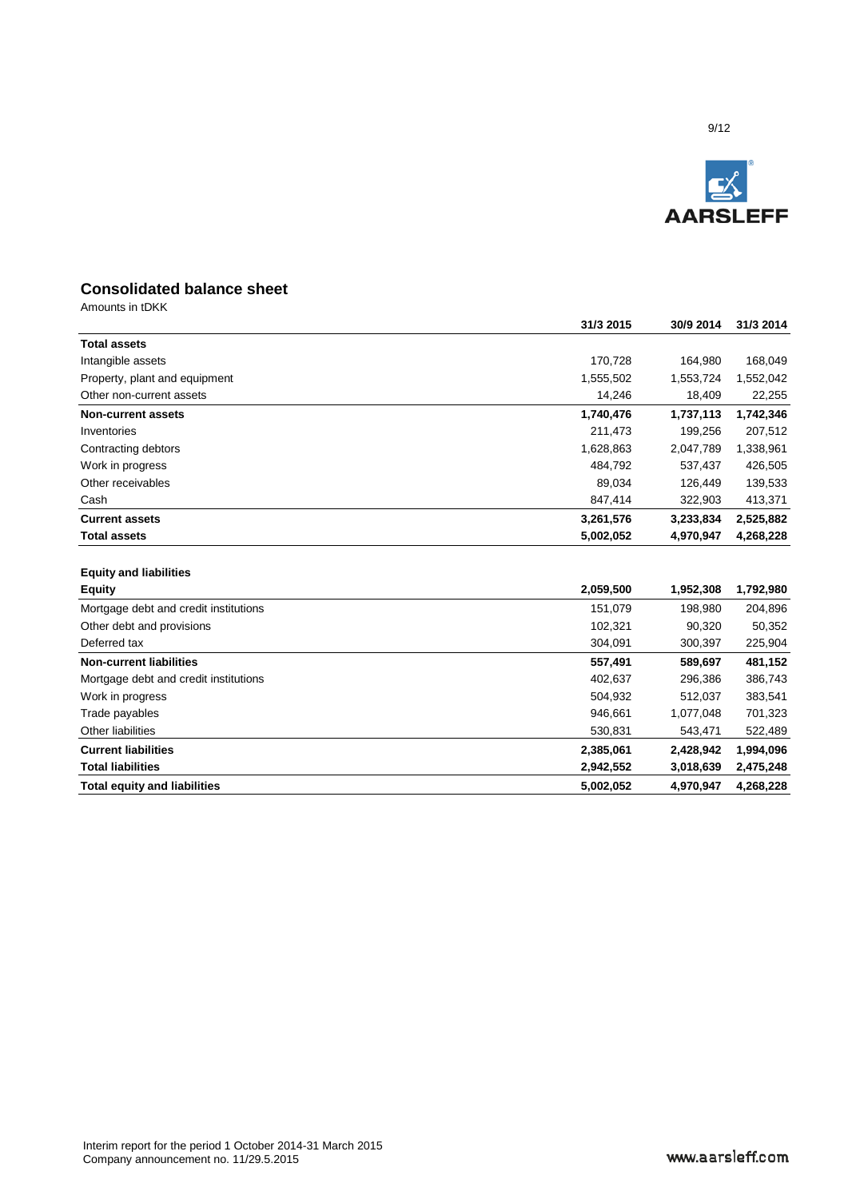## Consolidated balance sheet

Amounts in tDKK

| | 31/3 2015 | 30/9 2014 | 31/3 2014 |
|---|---|---|---|
| **Total assets** | | | |
| Intangible assets | 170,728 | 164,980 | 168,049 |
| Property, plant and equipment | 1,555,502 | 1,553,724 | 1,552,042 |
| Other non-current assets | 14,246 | 18,409 | 22,255 |
| **Non-current assets** | **1,740,476** | **1,737,113** | **1,742,346** |
| Inventories | 211,473 | 199,256 | 207,512 |
| Contracting debtors | 1,628,863 | 2,047,789 | 1,338,961 |
| Work in progress | 484,792 | 537,437 | 426,505 |
| Other receivables | 89,034 | 126,449 | 139,533 |
| Cash | 847,414 | 322,903 | 413,371 |
| **Current assets** | **3,261,576** | **3,233,834** | **2,525,882** |
| **Total assets** | **5,002,052** | **4,970,947** | **4,268,228** |
| | | | |
| **Equity and liabilities** | | | |
| **Equity** | **2,059,500** | **1,952,308** | **1,792,980** |
| Mortgage debt and credit institutions | 151,079 | 198,980 | 204,896 |
| Other debt and provisions | 102,321 | 90,320 | 50,352 |
| Deferred tax | 304,091 | 300,397 | 225,904 |
| **Non-current liabilities** | **557,491** | **589,697** | **481,152** |
| Mortgage debt and credit institutions | 402,637 | 296,386 | 386,743 |
| Work in progress | 504,932 | 512,037 | 383,541 |
| Trade payables | 946,661 | 1,077,048 | 701,323 |
| Other liabilities | 530,831 | 543,471 | 522,489 |
| **Current liabilities** | **2,385,061** | **2,428,942** | **1,994,096** |
| **Total liabilities** | **2,942,552** | **3,018,639** | **2,475,248** |
| **Total equity and liabilities** | **5,002,052** | **4,970,947** | **4,268,228** |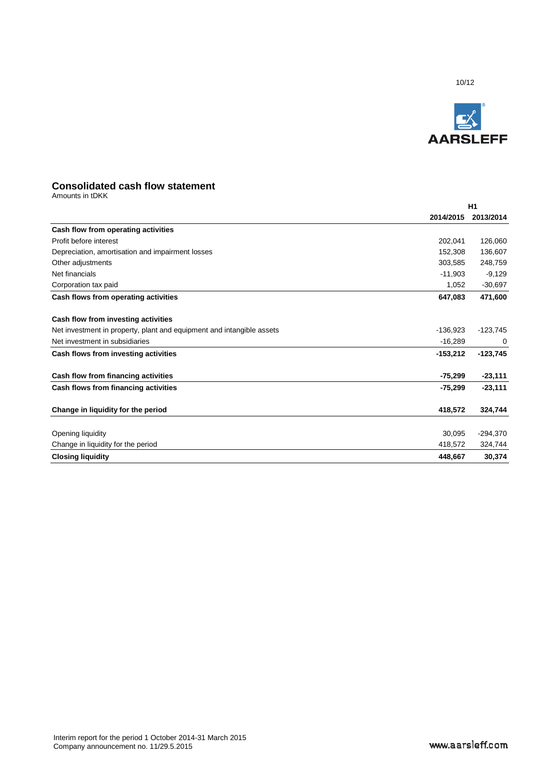## Consolidated cash flow statement

Amounts in tDKK

| | H1 | |
|---|---|---|
| | **2014/2015** | **2013/2014** |
| **Cash flow from operating activities** | | |
| Profit before interest | 202,041 | 126,060 |
| Depreciation, amortisation and impairment losses | 152,308 | 136,607 |
| Other adjustments | 303,585 | 248,759 |
| Net financials | -11,903 | -9,129 |
| Corporation tax paid | 1,052 | -30,697 |
| **Cash flows from operating activities** | **647,083** | **471,600** |
| | | |
| **Cash flow from investing activities** | | |
| Net investment in property, plant and equipment and intangible assets | -136,923 | -123,745 |
| Net investment in subsidiaries | -16,289 | 0 |
| **Cash flows from investing activities** | **-153,212** | **-123,745** |
| | | |
| **Cash flow from financing activities** | **-75,299** | **-23,111** |
| **Cash flows from financing activities** | **-75,299** | **-23,111** |
| | | |
| **Change in liquidity for the period** | **418,572** | **324,744** |
| | | |
| Opening liquidity | 30,095 | -294,370 |
| Change in liquidity for the period | 418,572 | 324,744 |
| **Closing liquidity** | **448,667** | **30,374** |

Interim report for the period 1 October 2014-31 March 2015
Company announcement no. 11/29.5.2015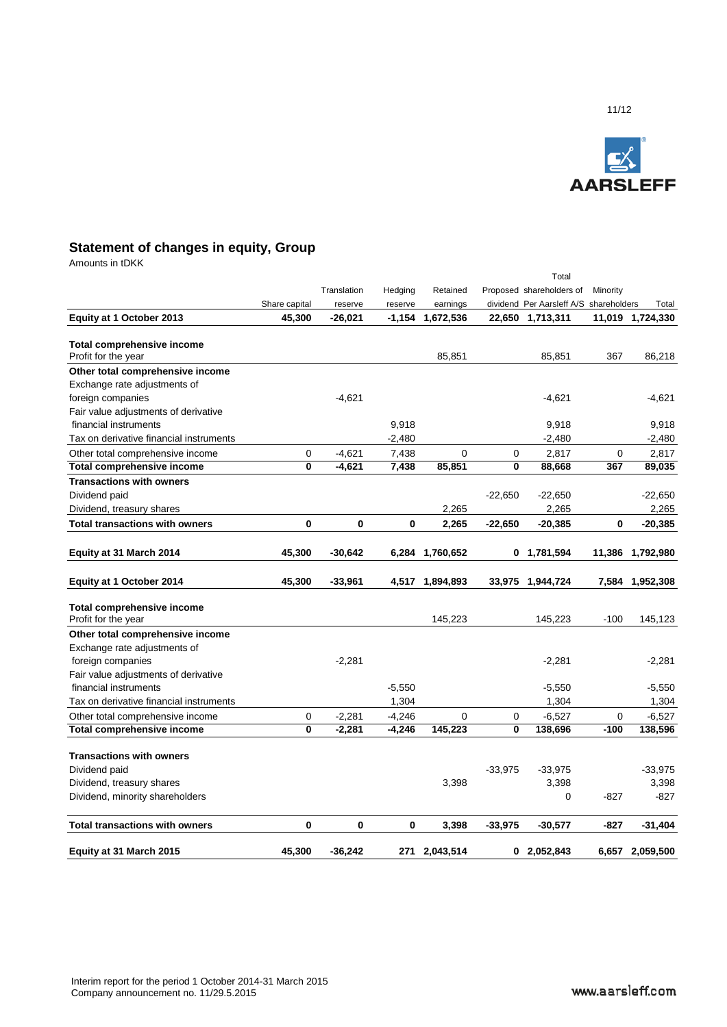## Statement of changes in equity, Group

Amounts in tDKK

| | Share capital | Translation reserve | Hedging reserve | Retained earnings | Proposed dividend | Total shareholders of Per Aarsleff A/S | Minority shareholders | Total |
|---|---|---|---|---|---|---|---|---|
| **Equity at 1 October 2013** | **45,300** | **-26,021** | **-1,154** | **1,672,536** | **22,650** | **1,713,311** | **11,019** | **1,724,330** |
| | | | | | | | | |
| **Total comprehensive income** | | | | | | | | |
| Profit for the year | | | | 85,851 | | 85,851 | 367 | 86,218 |
| **Other total comprehensive income** | | | | | | | | |
| Exchange rate adjustments of foreign companies | | -4,621 | | | | -4,621 | | -4,621 |
| Fair value adjustments of derivative financial instruments | | | 9,918 | | | 9,918 | | 9,918 |
| Tax on derivative financial instruments | | | -2,480 | | | -2,480 | | -2,480 |
| Other total comprehensive income | 0 | -4,621 | 7,438 | 0 | 0 | 2,817 | 0 | 2,817 |
| **Total comprehensive income** | **0** | **-4,621** | **7,438** | **85,851** | **0** | **88,668** | **367** | **89,035** |
| **Transactions with owners** | | | | | | | | |
| Dividend paid | | | | | -22,650 | -22,650 | | -22,650 |
| Dividend, treasury shares | | | | 2,265 | | 2,265 | | 2,265 |
| **Total transactions with owners** | **0** | **0** | **0** | **2,265** | **-22,650** | **-20,385** | **0** | **-20,385** |
| | | | | | | | | |
| **Equity at 31 March 2014** | **45,300** | **-30,642** | **6,284** | **1,760,652** | **0** | **1,781,594** | **11,386** | **1,792,980** |
| | | | | | | | | |
| **Equity at 1 October 2014** | **45,300** | **-33,961** | **4,517** | **1,894,893** | **33,975** | **1,944,724** | **7,584** | **1,952,308** |
| | | | | | | | | |
| **Total comprehensive income** | | | | | | | | |
| Profit for the year | | | | 145,223 | | 145,223 | -100 | 145,123 |
| **Other total comprehensive income** | | | | | | | | |
| Exchange rate adjustments of foreign companies | | -2,281 | | | | -2,281 | | -2,281 |
| Fair value adjustments of derivative financial instruments | | | -5,550 | | | -5,550 | | -5,550 |
| Tax on derivative financial instruments | | | 1,304 | | | 1,304 | | 1,304 |
| Other total comprehensive income | 0 | -2,281 | -4,246 | 0 | 0 | -6,527 | 0 | -6,527 |
| **Total comprehensive income** | **0** | **-2,281** | **-4,246** | **145,223** | **0** | **138,696** | **-100** | **138,596** |
| | | | | | | | | |
| **Transactions with owners** | | | | | | | | |
| Dividend paid | | | | | -33,975 | -33,975 | | -33,975 |
| Dividend, treasury shares | | | | 3,398 | | 3,398 | | 3,398 |
| Dividend, minority shareholders | | | | | | 0 | -827 | -827 |
| | | | | | | | | |
| **Total transactions with owners** | **0** | **0** | **0** | **3,398** | **-33,975** | **-30,577** | **-827** | **-31,404** |
| | | | | | | | | |
| **Equity at 31 March 2015** | **45,300** | **-36,242** | **271** | **2,043,514** | **0** | **2,052,843** | **6,657** | **2,059,500** |

Interim report for the period 1 October 2014-31 March 2015
Company announcement no. 11/29.5.2015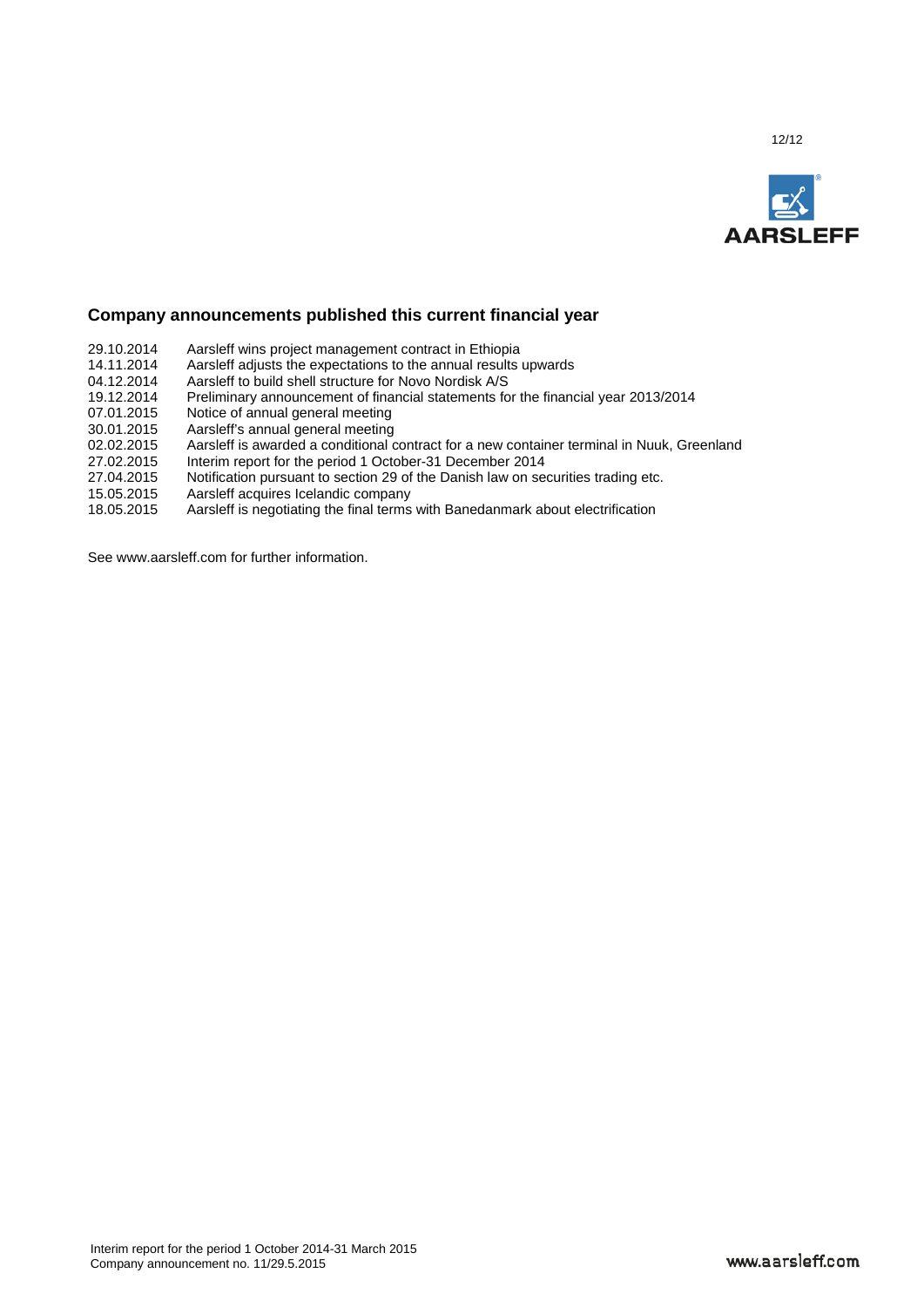## Company announcements published this current financial year

| | |
|---|---|
| 29.10.2014 | Aarsleff wins project management contract in Ethiopia |
| 14.11.2014 | Aarsleff adjusts the expectations to the annual results upwards |
| 04.12.2014 | Aarsleff to build shell structure for Novo Nordisk A/S |
| 19.12.2014 | Preliminary announcement of financial statements for the financial year 2013/2014 |
| 07.01.2015 | Notice of annual general meeting |
| 30.01.2015 | Aarsleff's annual general meeting |
| 02.02.2015 | Aarsleff is awarded a conditional contract for a new container terminal in Nuuk, Greenland |
| 27.02.2015 | Interim report for the period 1 October-31 December 2014 |
| 27.04.2015 | Notification pursuant to section 29 of the Danish law on securities trading etc. |
| 15.05.2015 | Aarsleff acquires Icelandic company |
| 18.05.2015 | Aarsleff is negotiating the final terms with Banedanmark about electrification |

See www.aarsleff.com for further information.